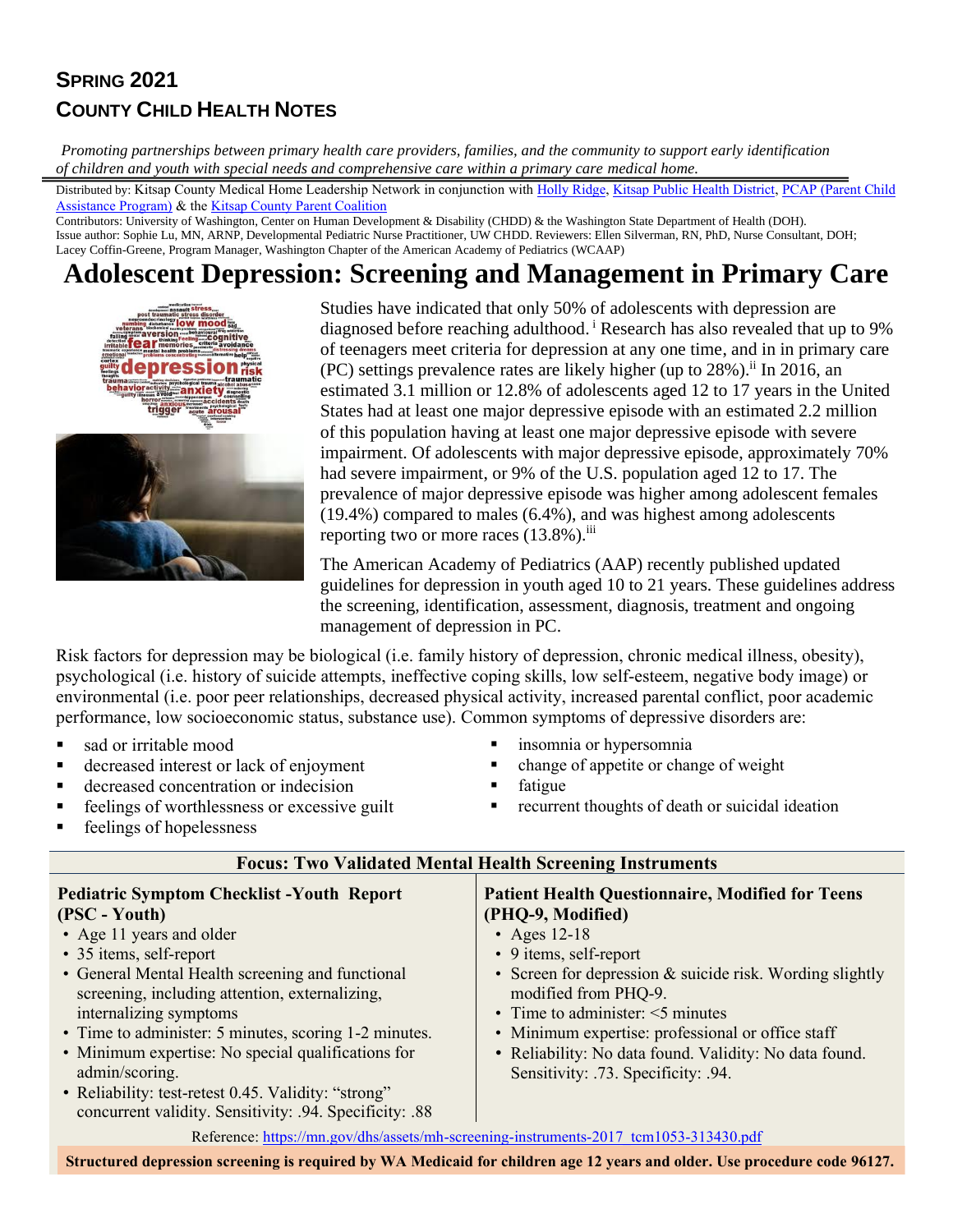# SPRING 2021
# COUNTY CHILD HEALTH NOTES

*Promoting partnerships between primary health care providers, families, and the community to support early identification of children and youth with special needs and comprehensive care within a primary care medical home.*

Distributed by: Kitsap County Medical Home Leadership Network in conjunction with Holly Ridge, Kitsap Public Health District, PCAP (Parent Child Assistance Program) & the Kitsap County Parent Coalition

Contributors: University of Washington, Center on Human Development & Disability (CHDD) & the Washington State Department of Health (DOH).
Issue author: Sophie Lu, MN, ARNP, Developmental Pediatric Nurse Practitioner, UW CHDD. Reviewers: Ellen Silverman, RN, PhD, Nurse Consultant, DOH; Lacey Coffin-Greene, Program Manager, Washington Chapter of the American Academy of Pediatrics (WCAAP)

# Adolescent Depression: Screening and Management in Primary Care

Studies have indicated that only 50% of adolescents with depression are diagnosed before reaching adulthood.[i] Research has also revealed that up to 9% of teenagers meet criteria for depression at any one time, and in in primary care (PC) settings prevalence rates are likely higher (up to 28%).[ii] In 2016, an estimated 3.1 million or 12.8% of adolescents aged 12 to 17 years in the United States had at least one major depressive episode with an estimated 2.2 million of this population having at least one major depressive episode with severe impairment. Of adolescents with major depressive episode, approximately 70% had severe impairment, or 9% of the U.S. population aged 12 to 17. The prevalence of major depressive episode was higher among adolescent females (19.4%) compared to males (6.4%), and was highest among adolescents reporting two or more races (13.8%).[iii]

The American Academy of Pediatrics (AAP) recently published updated guidelines for depression in youth aged 10 to 21 years. These guidelines address the screening, identification, assessment, diagnosis, treatment and ongoing management of depression in PC.

Risk factors for depression may be biological (i.e. family history of depression, chronic medical illness, obesity), psychological (i.e. history of suicide attempts, ineffective coping skills, low self-esteem, negative body image) or environmental (i.e. poor peer relationships, decreased physical activity, increased parental conflict, poor academic performance, low socioeconomic status, substance use). Common symptoms of depressive disorders are:

- sad or irritable mood
- decreased interest or lack of enjoyment
- decreased concentration or indecision
- feelings of worthlessness or excessive guilt
- feelings of hopelessness
- insomnia or hypersomnia
- change of appetite or change of weight
- fatigue
- recurrent thoughts of death or suicidal ideation

## Focus: Two Validated Mental Health Screening Instruments

**Pediatric Symptom Checklist -Youth Report (PSC - Youth)**

- Age 11 years and older
- 35 items, self-report
- General Mental Health screening and functional screening, including attention, externalizing, internalizing symptoms
- Time to administer: 5 minutes, scoring 1-2 minutes.
- Minimum expertise: No special qualifications for admin/scoring.
- Reliability: test-retest 0.45. Validity: "strong" concurrent validity. Sensitivity: .94. Specificity: .88

**Patient Health Questionnaire, Modified for Teens (PHQ-9, Modified)**

- Ages 12-18
- 9 items, self-report
- Screen for depression & suicide risk. Wording slightly modified from PHQ-9.
- Time to administer: <5 minutes
- Minimum expertise: professional or office staff
- Reliability: No data found. Validity: No data found. Sensitivity: .73. Specificity: .94.

Reference: https://mn.gov/dhs/assets/mh-screening-instruments-2017_tcm1053-313430.pdf

**Structured depression screening is required by WA Medicaid for children age 12 years and older. Use procedure code 96127.**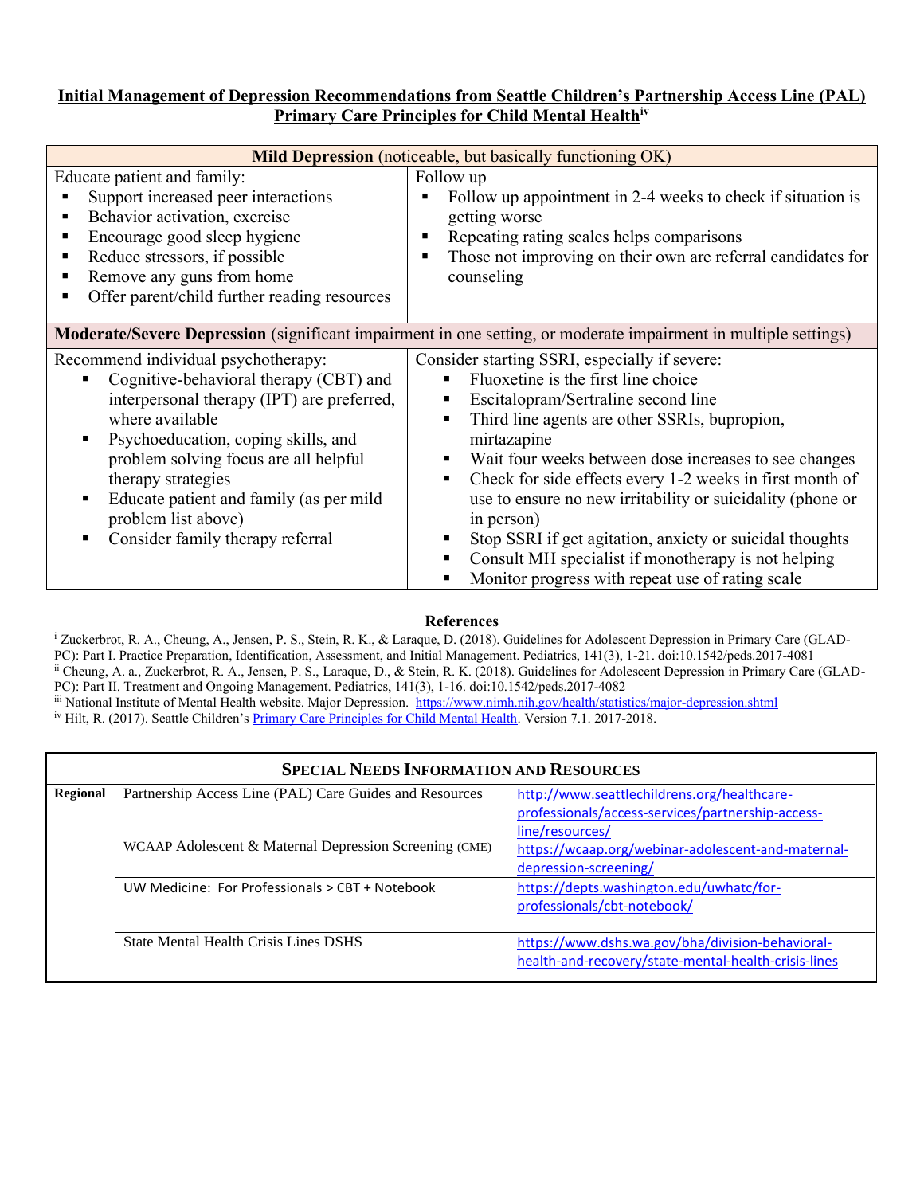## Initial Management of Depression Recommendations from Seattle Children's Partnership Access Line (PAL) Primary Care Principles for Child Mental Health[iv]

| **Mild Depression** (noticeable, but basically functioning OK) | |
|---|---|
| Educate patient and family:<br>▪ Support increased peer interactions<br>▪ Behavior activation, exercise<br>▪ Encourage good sleep hygiene<br>▪ Reduce stressors, if possible<br>▪ Remove any guns from home<br>▪ Offer parent/child further reading resources | Follow up<br>▪ Follow up appointment in 2-4 weeks to check if situation is getting worse<br>▪ Repeating rating scales helps comparisons<br>▪ Those not improving on their own are referral candidates for counseling |
| **Moderate/Severe Depression** (significant impairment in one setting, or moderate impairment in multiple settings) | |
| Recommend individual psychotherapy:<br>▪ Cognitive-behavioral therapy (CBT) and interpersonal therapy (IPT) are preferred, where available<br>▪ Psychoeducation, coping skills, and problem solving focus are all helpful therapy strategies<br>▪ Educate patient and family (as per mild problem list above)<br>▪ Consider family therapy referral | Consider starting SSRI, especially if severe:<br>▪ Fluoxetine is the first line choice<br>▪ Escitalopram/Sertraline second line<br>▪ Third line agents are other SSRIs, bupropion, mirtazapine<br>▪ Wait four weeks between dose increases to see changes<br>▪ Check for side effects every 1-2 weeks in first month of use to ensure no new irritability or suicidality (phone or in person)<br>▪ Stop SSRI if get agitation, anxiety or suicidal thoughts<br>▪ Consult MH specialist if monotherapy is not helping<br>▪ Monitor progress with repeat use of rating scale |

### References

[i] Zuckerbrot, R. A., Cheung, A., Jensen, P. S., Stein, R. K., & Laraque, D. (2018). Guidelines for Adolescent Depression in Primary Care (GLAD-PC): Part I. Practice Preparation, Identification, Assessment, and Initial Management. Pediatrics, 141(3), 1-21. doi:10.1542/peds.2017-4081

[ii] Cheung, A. a., Zuckerbrot, R. A., Jensen, P. S., Laraque, D., & Stein, R. K. (2018). Guidelines for Adolescent Depression in Primary Care (GLAD-PC): Part II. Treatment and Ongoing Management. Pediatrics, 141(3), 1-16. doi:10.1542/peds.2017-4082

[iii] National Institute of Mental Health website. Major Depression. https://www.nimh.nih.gov/health/statistics/major-depression.shtml

[iv] Hilt, R. (2017). Seattle Children's Primary Care Principles for Child Mental Health. Version 7.1. 2017-2018.

| **Special Needs Information and Resources** | | |
|---|---|---|
| **Regional** | Partnership Access Line (PAL) Care Guides and Resources | http://www.seattlechildrens.org/healthcare-professionals/access-services/partnership-access-line/resources/ |
| | WCAAP Adolescent & Maternal Depression Screening (CME) | https://wcaap.org/webinar-adolescent-and-maternal-depression-screening/ |
| | UW Medicine: For Professionals > CBT + Notebook | https://depts.washington.edu/uwhatc/for-professionals/cbt-notebook/ |
| | State Mental Health Crisis Lines DSHS | https://www.dshs.wa.gov/bha/division-behavioral-health-and-recovery/state-mental-health-crisis-lines |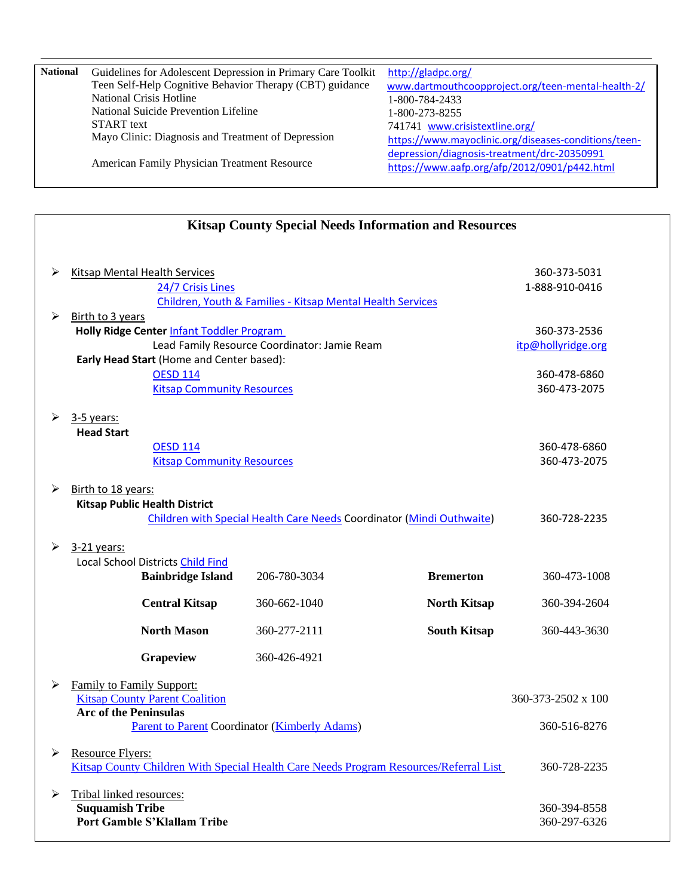| | | |
|---|---|---|
| **National** | Guidelines for Adolescent Depression in Primary Care Toolkit | http://gladpc.org/ |
| | Teen Self-Help Cognitive Behavior Therapy (CBT) guidance | www.dartmouthcoopproject.org/teen-mental-health-2/ |
| | National Crisis Hotline | 1-800-784-2433 |
| | National Suicide Prevention Lifeline | 1-800-273-8255 |
| | START text | 741741 www.crisistextline.org/ |
| | Mayo Clinic: Diagnosis and Treatment of Depression | https://www.mayoclinic.org/diseases-conditions/teen-depression/diagnosis-treatment/drc-20350991 |
| | American Family Physician Treatment Resource | https://www.aafp.org/afp/2012/0901/p442.html |

## Kitsap County Special Needs Information and Resources

- Kitsap Mental Health Services — 360-373-5031
  - 24/7 Crisis Lines — 1-888-910-0416
  - Children, Youth & Families - Kitsap Mental Health Services
- Birth to 3 years
  - **Holly Ridge Center** Infant Toddler Program — 360-373-2536
    - Lead Family Resource Coordinator: Jamie Ream — itp@hollyridge.org
  - **Early Head Start** (Home and Center based):
    - OESD 114 — 360-478-6860
    - Kitsap Community Resources — 360-473-2075
- 3-5 years:
  - **Head Start**
    - OESD 114 — 360-478-6860
    - Kitsap Community Resources — 360-473-2075
- Birth to 18 years:
  - **Kitsap Public Health District**
    - Children with Special Health Care Needs Coordinator (Mindi Outhwaite) — 360-728-2235
- 3-21 years:
  - Local School Districts Child Find

| | | | |
|---|---|---|---|
| **Bainbridge Island** | 206-780-3034 | **Bremerton** | 360-473-1008 |
| **Central Kitsap** | 360-662-1040 | **North Kitsap** | 360-394-2604 |
| **North Mason** | 360-277-2111 | **South Kitsap** | 360-443-3630 |
| **Grapeview** | 360-426-4921 | | |

- Family to Family Support:
  - Kitsap County Parent Coalition — 360-373-2502 x 100
  - **Arc of the Peninsulas**
    - Parent to Parent Coordinator (Kimberly Adams) — 360-516-8276
- Resource Flyers:
  - Kitsap County Children With Special Health Care Needs Program Resources/Referral List — 360-728-2235
- Tribal linked resources:
  - **Suquamish Tribe** — 360-394-8558
  - **Port Gamble S'Klallam Tribe** — 360-297-6326